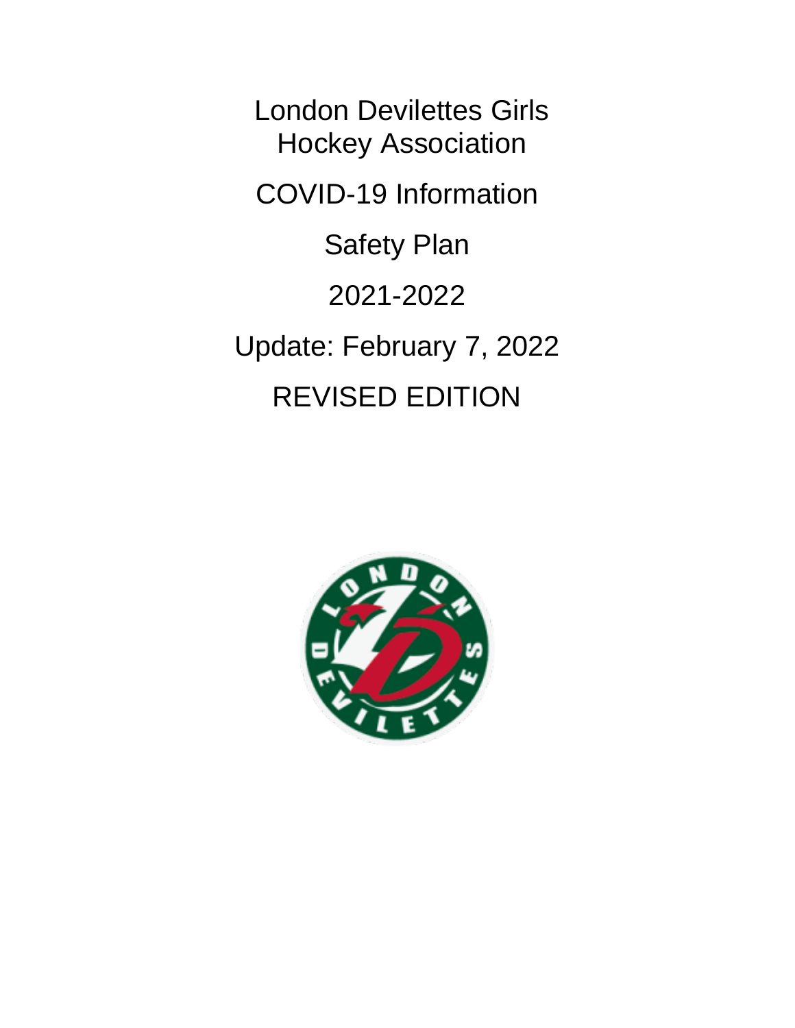# London Devilettes Girls Hockey Association

## COVID-19 Information

## Safety Plan

## 2021-2022

## Update: February 7, 2022

## REVISED EDITION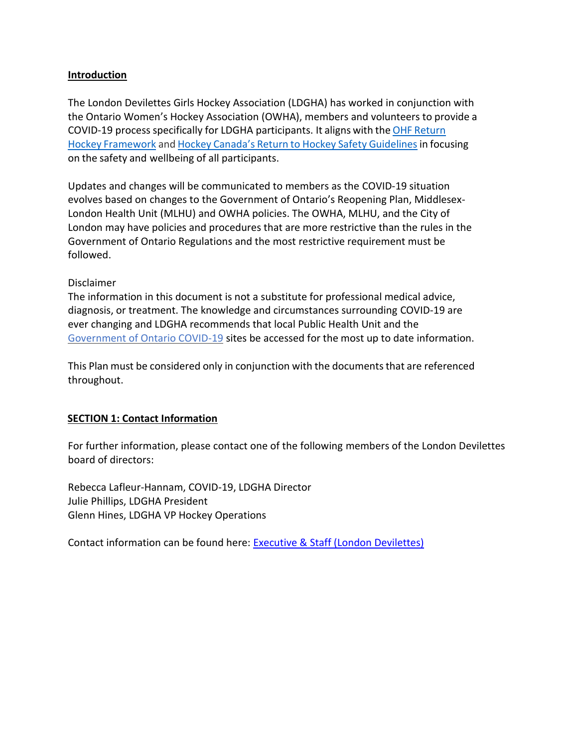## Introduction

The London Devilettes Girls Hockey Association (LDGHA) has worked in conjunction with the Ontario Women's Hockey Association (OWHA), members and volunteers to provide a COVID-19 process specifically for LDGHA participants. It aligns with the OHF Return Hockey Framework and Hockey Canada's Return to Hockey Safety Guidelines in focusing on the safety and wellbeing of all participants.

Updates and changes will be communicated to members as the COVID-19 situation evolves based on changes to the Government of Ontario's Reopening Plan, Middlesex-London Health Unit (MLHU) and OWHA policies. The OWHA, MLHU, and the City of London may have policies and procedures that are more restrictive than the rules in the Government of Ontario Regulations and the most restrictive requirement must be followed.

Disclaimer

The information in this document is not a substitute for professional medical advice, diagnosis, or treatment. The knowledge and circumstances surrounding COVID-19 are ever changing and LDGHA recommends that local Public Health Unit and the Government of Ontario COVID-19 sites be accessed for the most up to date information.

This Plan must be considered only in conjunction with the documents that are referenced throughout.

## SECTION 1: Contact Information

For further information, please contact one of the following members of the London Devilettes board of directors:

Rebecca Lafleur-Hannam, COVID-19, LDGHA Director
Julie Phillips, LDGHA President
Glenn Hines, LDGHA VP Hockey Operations

Contact information can be found here: Executive & Staff (London Devilettes)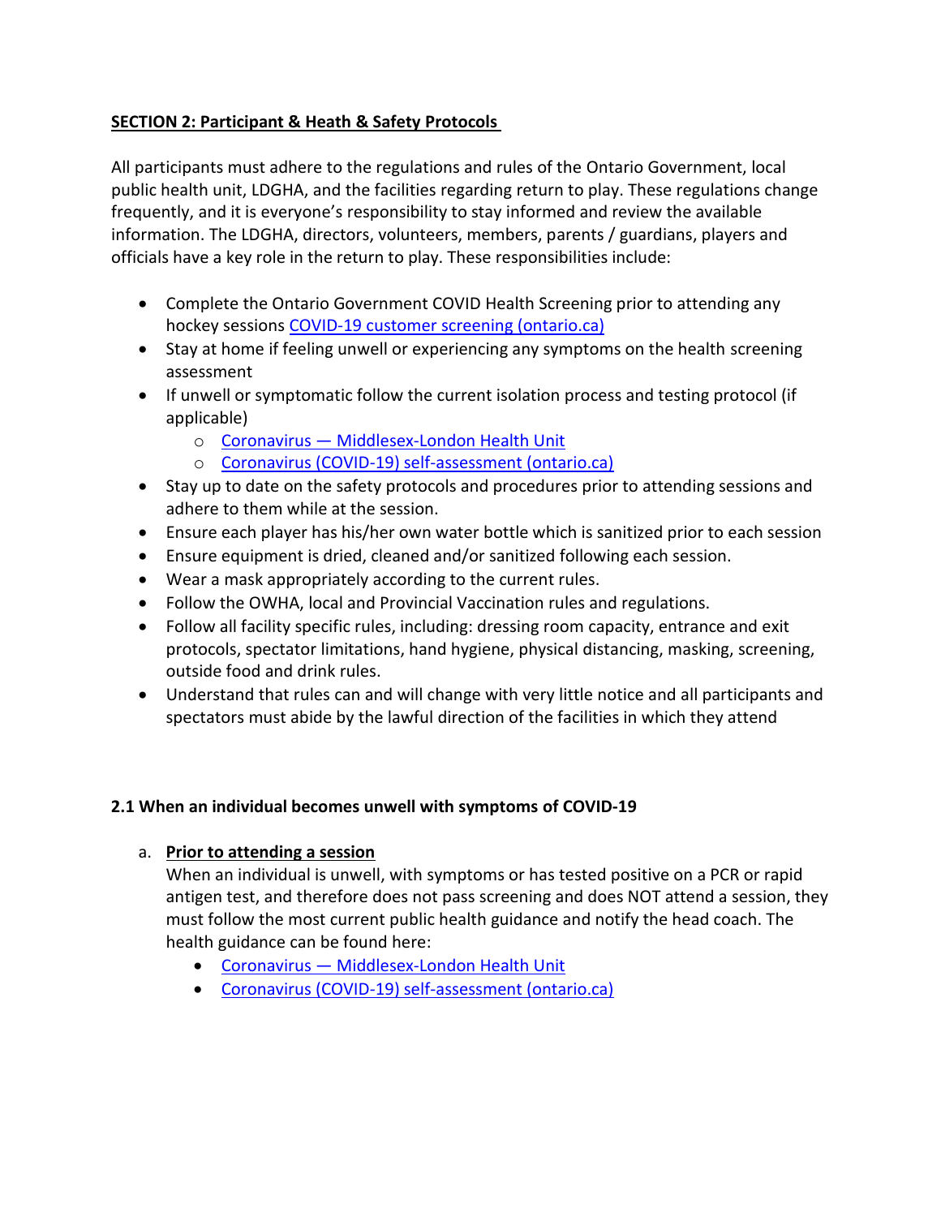## **SECTION 2: Participant & Heath & Safety Protocols**

All participants must adhere to the regulations and rules of the Ontario Government, local public health unit, LDGHA, and the facilities regarding return to play. These regulations change frequently, and it is everyone's responsibility to stay informed and review the available information. The LDGHA, directors, volunteers, members, parents / guardians, players and officials have a key role in the return to play. These responsibilities include:

- Complete the Ontario Government COVID Health Screening prior to attending any hockey sessions [COVID-19 customer screening (ontario.ca)]
- Stay at home if feeling unwell or experiencing any symptoms on the health screening assessment
- If unwell or symptomatic follow the current isolation process and testing protocol (if applicable)
  - [Coronavirus — Middlesex-London Health Unit]
  - [Coronavirus (COVID-19) self-assessment (ontario.ca)]
- Stay up to date on the safety protocols and procedures prior to attending sessions and adhere to them while at the session.
- Ensure each player has his/her own water bottle which is sanitized prior to each session
- Ensure equipment is dried, cleaned and/or sanitized following each session.
- Wear a mask appropriately according to the current rules.
- Follow the OWHA, local and Provincial Vaccination rules and regulations.
- Follow all facility specific rules, including: dressing room capacity, entrance and exit protocols, spectator limitations, hand hygiene, physical distancing, masking, screening, outside food and drink rules.
- Understand that rules can and will change with very little notice and all participants and spectators must abide by the lawful direction of the facilities in which they attend

### 2.1 When an individual becomes unwell with symptoms of COVID-19

a. **Prior to attending a session**

When an individual is unwell, with symptoms or has tested positive on a PCR or rapid antigen test, and therefore does not pass screening and does NOT attend a session, they must follow the most current public health guidance and notify the head coach. The health guidance can be found here:

- [Coronavirus — Middlesex-London Health Unit]
- [Coronavirus (COVID-19) self-assessment (ontario.ca)]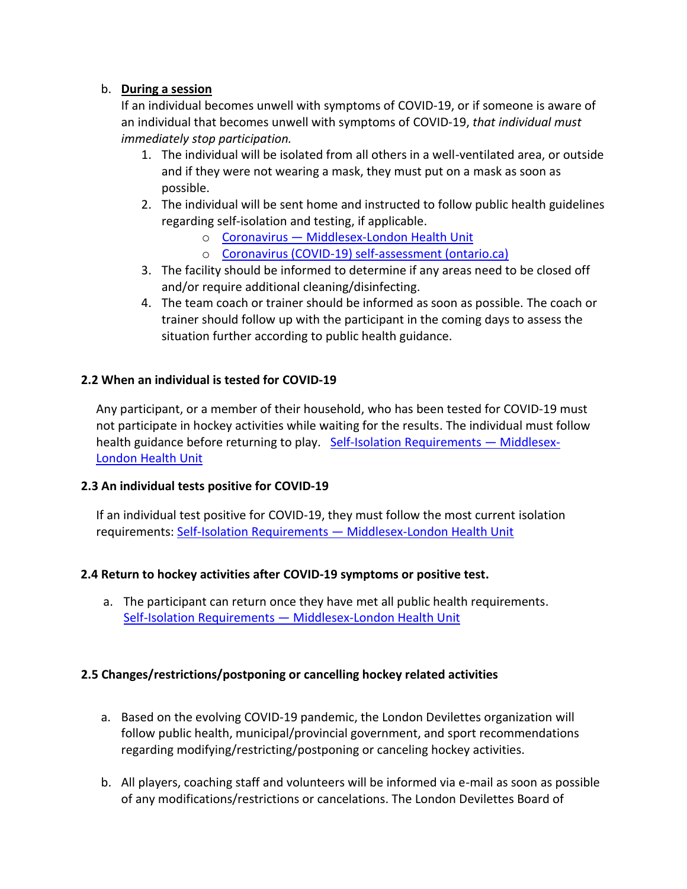b. **<u>During a session</u>**

If an individual becomes unwell with symptoms of COVID-19, or if someone is aware of an individual that becomes unwell with symptoms of COVID-19, *that individual must immediately stop participation.*

1. The individual will be isolated from all others in a well-ventilated area, or outside and if they were not wearing a mask, they must put on a mask as soon as possible.
2. The individual will be sent home and instructed to follow public health guidelines regarding self-isolation and testing, if applicable.
   - Coronavirus — Middlesex-London Health Unit
   - Coronavirus (COVID-19) self-assessment (ontario.ca)
3. The facility should be informed to determine if any areas need to be closed off and/or require additional cleaning/disinfecting.
4. The team coach or trainer should be informed as soon as possible. The coach or trainer should follow up with the participant in the coming days to assess the situation further according to public health guidance.

### 2.2 When an individual is tested for COVID-19

Any participant, or a member of their household, who has been tested for COVID-19 must not participate in hockey activities while waiting for the results. The individual must follow health guidance before returning to play. Self-Isolation Requirements — Middlesex-London Health Unit

### 2.3 An individual tests positive for COVID-19

If an individual test positive for COVID-19, they must follow the most current isolation requirements: Self-Isolation Requirements — Middlesex-London Health Unit

### 2.4 Return to hockey activities after COVID-19 symptoms or positive test.

a. The participant can return once they have met all public health requirements. Self-Isolation Requirements — Middlesex-London Health Unit

### 2.5 Changes/restrictions/postponing or cancelling hockey related activities

a. Based on the evolving COVID-19 pandemic, the London Devilettes organization will follow public health, municipal/provincial government, and sport recommendations regarding modifying/restricting/postponing or canceling hockey activities.

b. All players, coaching staff and volunteers will be informed via e-mail as soon as possible of any modifications/restrictions or cancelations. The London Devilettes Board of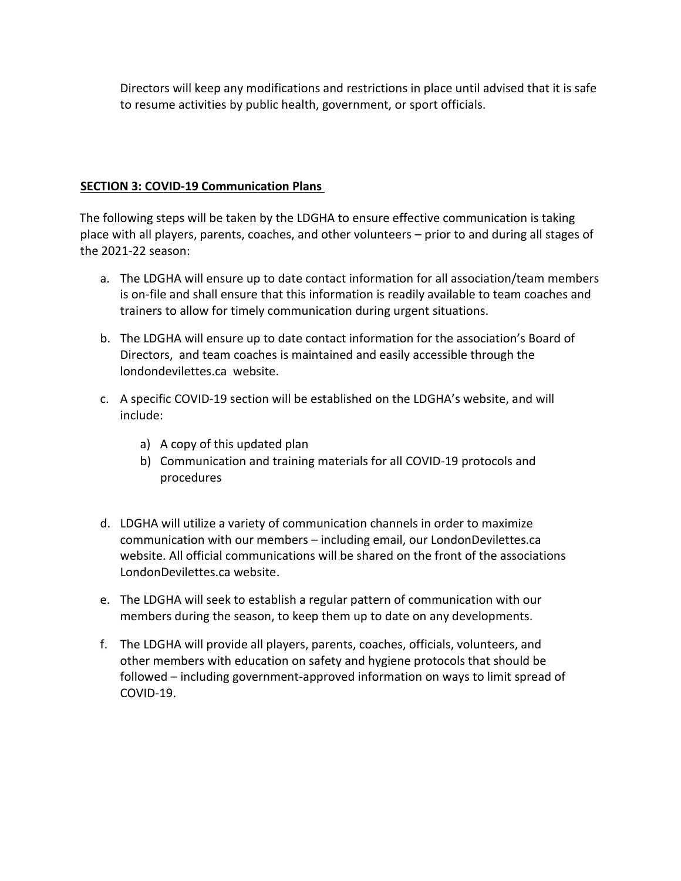Directors will keep any modifications and restrictions in place until advised that it is safe to resume activities by public health, government, or sport officials.

## SECTION 3: COVID-19 Communication Plans

The following steps will be taken by the LDGHA to ensure effective communication is taking place with all players, parents, coaches, and other volunteers – prior to and during all stages of the 2021-22 season:

a. The LDGHA will ensure up to date contact information for all association/team members is on-file and shall ensure that this information is readily available to team coaches and trainers to allow for timely communication during urgent situations.

b. The LDGHA will ensure up to date contact information for the association's Board of Directors, and team coaches is maintained and easily accessible through the londondevilettes.ca website.

c. A specific COVID-19 section will be established on the LDGHA's website, and will include:

   a) A copy of this updated plan
   b) Communication and training materials for all COVID-19 protocols and procedures

d. LDGHA will utilize a variety of communication channels in order to maximize communication with our members – including email, our LondonDevilettes.ca website. All official communications will be shared on the front of the associations LondonDevilettes.ca website.

e. The LDGHA will seek to establish a regular pattern of communication with our members during the season, to keep them up to date on any developments.

f. The LDGHA will provide all players, parents, coaches, officials, volunteers, and other members with education on safety and hygiene protocols that should be followed – including government-approved information on ways to limit spread of COVID-19.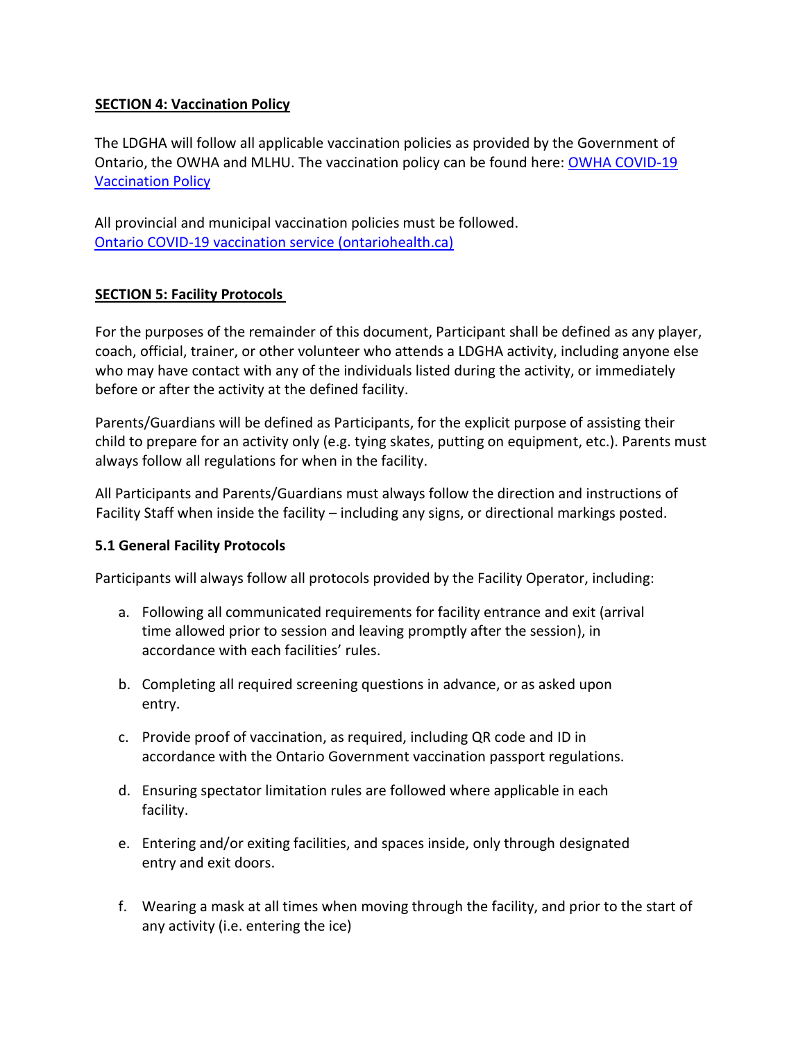## SECTION 4: Vaccination Policy

The LDGHA will follow all applicable vaccination policies as provided by the Government of Ontario, the OWHA and MLHU. The vaccination policy can be found here: [OWHA COVID-19 Vaccination Policy]()

All provincial and municipal vaccination policies must be followed.
[Ontario COVID-19 vaccination service (ontariohealth.ca)]()

## SECTION 5: Facility Protocols

For the purposes of the remainder of this document, Participant shall be defined as any player, coach, official, trainer, or other volunteer who attends a LDGHA activity, including anyone else who may have contact with any of the individuals listed during the activity, or immediately before or after the activity at the defined facility.

Parents/Guardians will be defined as Participants, for the explicit purpose of assisting their child to prepare for an activity only (e.g. tying skates, putting on equipment, etc.). Parents must always follow all regulations for when in the facility.

All Participants and Parents/Guardians must always follow the direction and instructions of Facility Staff when inside the facility – including any signs, or directional markings posted.

### 5.1 General Facility Protocols

Participants will always follow all protocols provided by the Facility Operator, including:

a. Following all communicated requirements for facility entrance and exit (arrival time allowed prior to session and leaving promptly after the session), in accordance with each facilities' rules.

b. Completing all required screening questions in advance, or as asked upon entry.

c. Provide proof of vaccination, as required, including QR code and ID in accordance with the Ontario Government vaccination passport regulations.

d. Ensuring spectator limitation rules are followed where applicable in each facility.

e. Entering and/or exiting facilities, and spaces inside, only through designated entry and exit doors.

f. Wearing a mask at all times when moving through the facility, and prior to the start of any activity (i.e. entering the ice)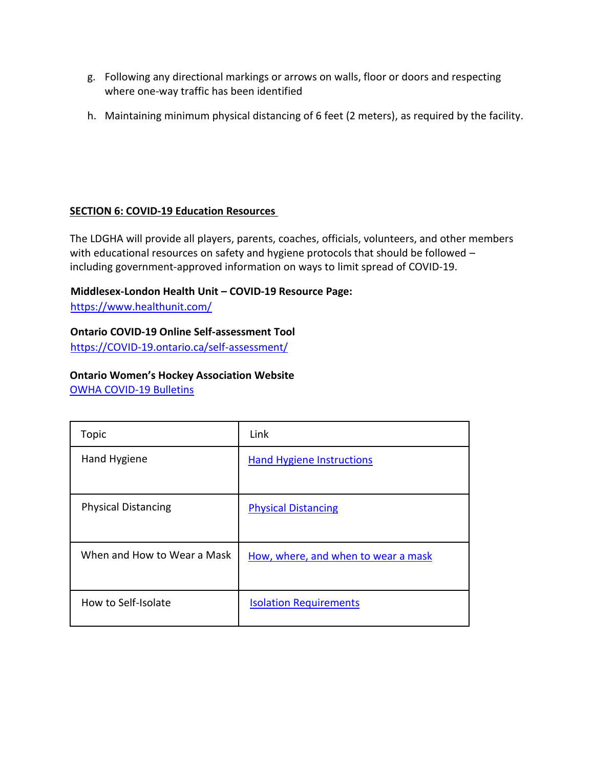g. Following any directional markings or arrows on walls, floor or doors and respecting where one-way traffic has been identified

h. Maintaining minimum physical distancing of 6 feet (2 meters), as required by the facility.

## SECTION 6: COVID-19 Education Resources

The LDGHA will provide all players, parents, coaches, officials, volunteers, and other members with educational resources on safety and hygiene protocols that should be followed – including government-approved information on ways to limit spread of COVID-19.

**Middlesex-London Health Unit – COVID-19 Resource Page:**
https://www.healthunit.com/

**Ontario COVID-19 Online Self-assessment Tool**
https://COVID-19.ontario.ca/self-assessment/

**Ontario Women's Hockey Association Website**
OWHA COVID-19 Bulletins

| Topic | Link |
|---|---|
| Hand Hygiene | Hand Hygiene Instructions |
| Physical Distancing | Physical Distancing |
| When and How to Wear a Mask | How, where, and when to wear a mask |
| How to Self-Isolate | Isolation Requirements |